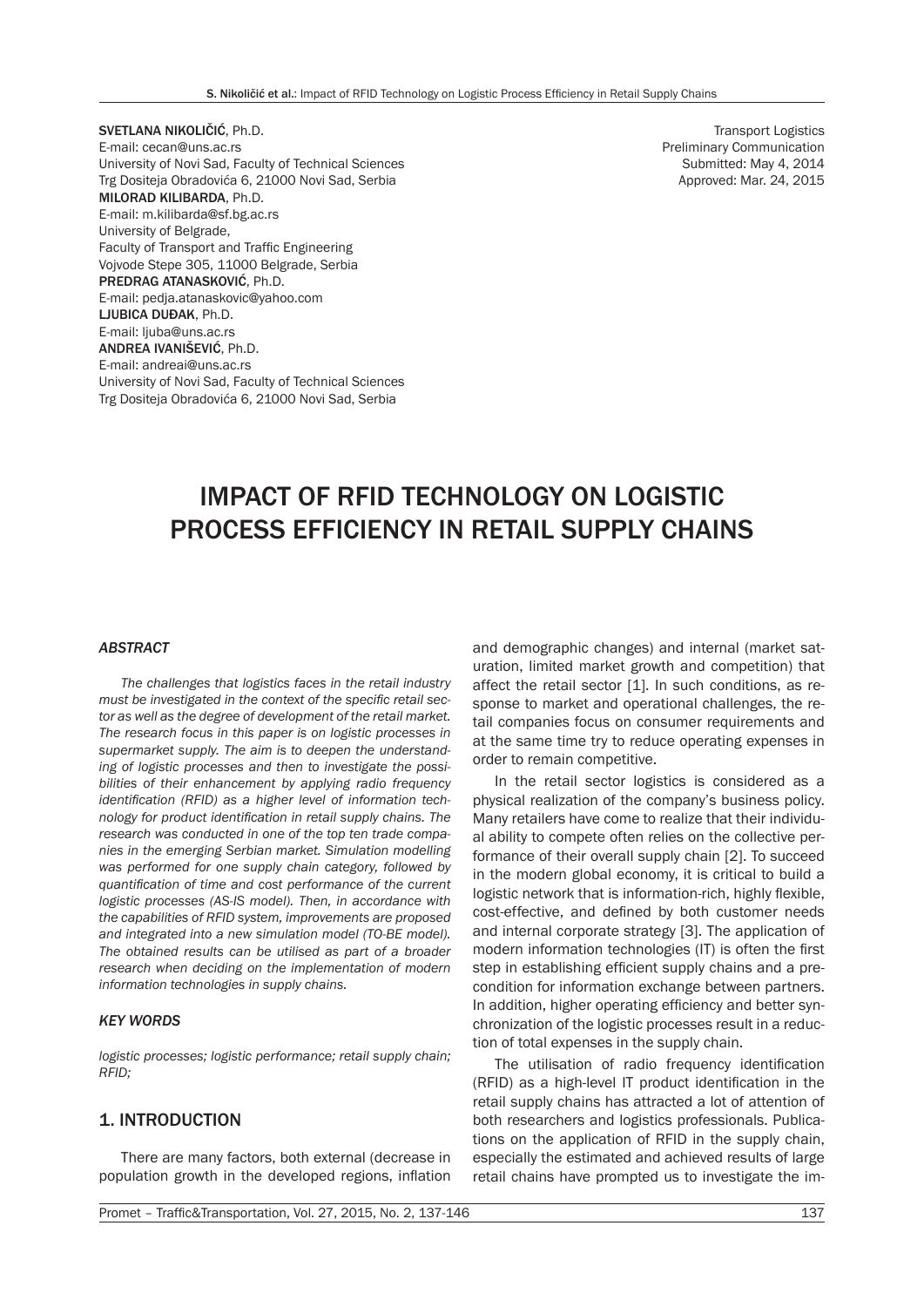**SVETLANA NIKOLIČIĆ**, Ph.D.
E-mail: cecan@uns.ac.rs
University of Novi Sad, Faculty of Technical Sciences
Trg Dositeja Obradovića 6, 21000 Novi Sad, Serbia
**MILORAD KILIBARDA**, Ph.D.
E-mail: m.kilibarda@sf.bg.ac.rs
University of Belgrade,
Faculty of Transport and Traffic Engineering
Vojvode Stepe 305, 11000 Belgrade, Serbia
**PREDRAG ATANASKOVIĆ**, Ph.D.
E-mail: pedja.atanaskovic@yahoo.com
**LJUBICA DUĐAK**, Ph.D.
E-mail: ljuba@uns.ac.rs
**ANDREA IVANIŠEVIĆ**, Ph.D.
E-mail: andreai@uns.ac.rs
University of Novi Sad, Faculty of Technical Sciences
Trg Dositeja Obradovića 6, 21000 Novi Sad, Serbia

Transport Logistics
Preliminary Communication
Submitted: May 4, 2014
Approved: Mar. 24, 2015

# IMPACT OF RFID TECHNOLOGY ON LOGISTIC PROCESS EFFICIENCY IN RETAIL SUPPLY CHAINS

### *ABSTRACT*

*The challenges that logistics faces in the retail industry must be investigated in the context of the specific retail sector as well as the degree of development of the retail market. The research focus in this paper is on logistic processes in supermarket supply. The aim is to deepen the understanding of logistic processes and then to investigate the possibilities of their enhancement by applying radio frequency identification (RFID) as a higher level of information technology for product identification in retail supply chains. The research was conducted in one of the top ten trade companies in the emerging Serbian market. Simulation modelling was performed for one supply chain category, followed by quantification of time and cost performance of the current logistic processes (AS-IS model). Then, in accordance with the capabilities of RFID system, improvements are proposed and integrated into a new simulation model (TO-BE model). The obtained results can be utilised as part of a broader research when deciding on the implementation of modern information technologies in supply chains.*

### *KEY WORDS*

*logistic processes; logistic performance; retail supply chain; RFID;*

## 1. INTRODUCTION

There are many factors, both external (decrease in population growth in the developed regions, inflation and demographic changes) and internal (market saturation, limited market growth and competition) that affect the retail sector [1]. In such conditions, as response to market and operational challenges, the retail companies focus on consumer requirements and at the same time try to reduce operating expenses in order to remain competitive.

In the retail sector logistics is considered as a physical realization of the company's business policy. Many retailers have come to realize that their individual ability to compete often relies on the collective performance of their overall supply chain [2]. To succeed in the modern global economy, it is critical to build a logistic network that is information-rich, highly flexible, cost-effective, and defined by both customer needs and internal corporate strategy [3]. The application of modern information technologies (IT) is often the first step in establishing efficient supply chains and a precondition for information exchange between partners. In addition, higher operating efficiency and better synchronization of the logistic processes result in a reduction of total expenses in the supply chain.

The utilisation of radio frequency identification (RFID) as a high-level IT product identification in the retail supply chains has attracted a lot of attention of both researchers and logistics professionals. Publications on the application of RFID in the supply chain, especially the estimated and achieved results of large retail chains have prompted us to investigate the im-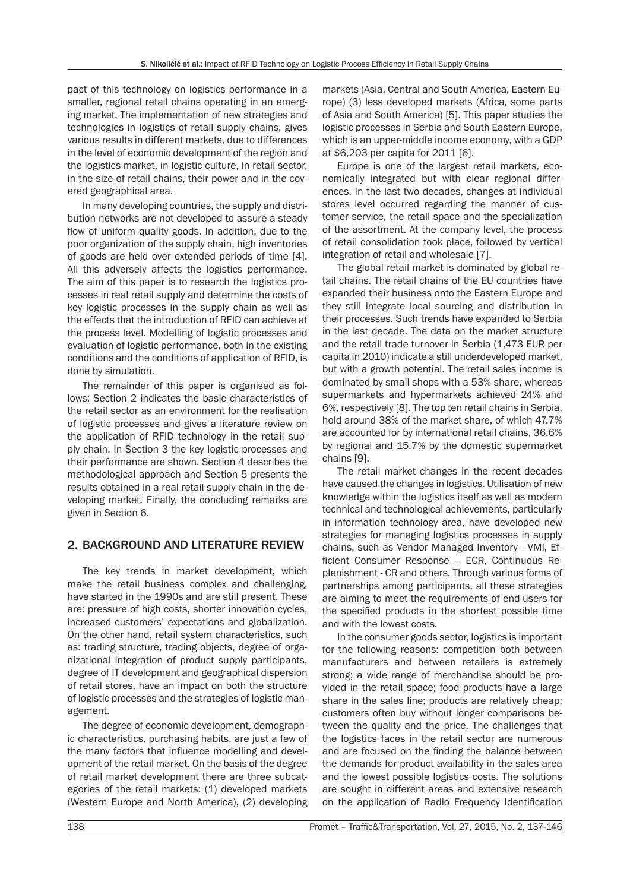pact of this technology on logistics performance in a smaller, regional retail chains operating in an emerging market. The implementation of new strategies and technologies in logistics of retail supply chains, gives various results in different markets, due to differences in the level of economic development of the region and the logistics market, in logistic culture, in retail sector, in the size of retail chains, their power and in the covered geographical area.

In many developing countries, the supply and distribution networks are not developed to assure a steady flow of uniform quality goods. In addition, due to the poor organization of the supply chain, high inventories of goods are held over extended periods of time [4]. All this adversely affects the logistics performance. The aim of this paper is to research the logistics processes in real retail supply and determine the costs of key logistic processes in the supply chain as well as the effects that the introduction of RFID can achieve at the process level. Modelling of logistic processes and evaluation of logistic performance, both in the existing conditions and the conditions of application of RFID, is done by simulation.

The remainder of this paper is organised as follows: Section 2 indicates the basic characteristics of the retail sector as an environment for the realisation of logistic processes and gives a literature review on the application of RFID technology in the retail supply chain. In Section 3 the key logistic processes and their performance are shown. Section 4 describes the methodological approach and Section 5 presents the results obtained in a real retail supply chain in the developing market. Finally, the concluding remarks are given in Section 6.

## 2. BACKGROUND AND LITERATURE REVIEW

The key trends in market development, which make the retail business complex and challenging, have started in the 1990s and are still present. These are: pressure of high costs, shorter innovation cycles, increased customers' expectations and globalization. On the other hand, retail system characteristics, such as: trading structure, trading objects, degree of organizational integration of product supply participants, degree of IT development and geographical dispersion of retail stores, have an impact on both the structure of logistic processes and the strategies of logistic management.

The degree of economic development, demographic characteristics, purchasing habits, are just a few of the many factors that influence modelling and development of the retail market. On the basis of the degree of retail market development there are three subcategories of the retail markets: (1) developed markets (Western Europe and North America), (2) developing markets (Asia, Central and South America, Eastern Europe) (3) less developed markets (Africa, some parts of Asia and South America) [5]. This paper studies the logistic processes in Serbia and South Eastern Europe, which is an upper-middle income economy, with a GDP at $6,203 per capita for 2011 [6].

Europe is one of the largest retail markets, economically integrated but with clear regional differences. In the last two decades, changes at individual stores level occurred regarding the manner of customer service, the retail space and the specialization of the assortment. At the company level, the process of retail consolidation took place, followed by vertical integration of retail and wholesale [7].

The global retail market is dominated by global retail chains. The retail chains of the EU countries have expanded their business onto the Eastern Europe and they still integrate local sourcing and distribution in their processes. Such trends have expanded to Serbia in the last decade. The data on the market structure and the retail trade turnover in Serbia (1,473 EUR per capita in 2010) indicate a still underdeveloped market, but with a growth potential. The retail sales income is dominated by small shops with a 53% share, whereas supermarkets and hypermarkets achieved 24% and 6%, respectively [8]. The top ten retail chains in Serbia, hold around 38% of the market share, of which 47.7% are accounted for by international retail chains, 36.6% by regional and 15.7% by the domestic supermarket chains [9].

The retail market changes in the recent decades have caused the changes in logistics. Utilisation of new knowledge within the logistics itself as well as modern technical and technological achievements, particularly in information technology area, have developed new strategies for managing logistics processes in supply chains, such as Vendor Managed Inventory - VMI, Efficient Consumer Response – ECR, Continuous Replenishment - CR and others. Through various forms of partnerships among participants, all these strategies are aiming to meet the requirements of end-users for the specified products in the shortest possible time and with the lowest costs.

In the consumer goods sector, logistics is important for the following reasons: competition both between manufacturers and between retailers is extremely strong; a wide range of merchandise should be provided in the retail space; food products have a large share in the sales line; products are relatively cheap; customers often buy without longer comparisons between the quality and the price. The challenges that the logistics faces in the retail sector are numerous and are focused on the finding the balance between the demands for product availability in the sales area and the lowest possible logistics costs. The solutions are sought in different areas and extensive research on the application of Radio Frequency Identification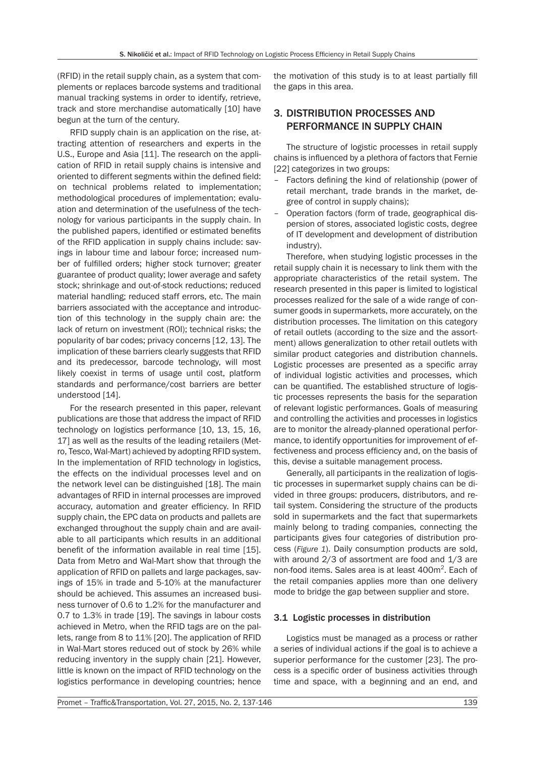(RFID) in the retail supply chain, as a system that complements or replaces barcode systems and traditional manual tracking systems in order to identify, retrieve, track and store merchandise automatically [10] have begun at the turn of the century.

RFID supply chain is an application on the rise, attracting attention of researchers and experts in the U.S., Europe and Asia [11]. The research on the application of RFID in retail supply chains is intensive and oriented to different segments within the defined field: on technical problems related to implementation; methodological procedures of implementation; evaluation and determination of the usefulness of the technology for various participants in the supply chain. In the published papers, identified or estimated benefits of the RFID application in supply chains include: savings in labour time and labour force; increased number of fulfilled orders; higher stock turnover; greater guarantee of product quality; lower average and safety stock; shrinkage and out-of-stock reductions; reduced material handling; reduced staff errors, etc. The main barriers associated with the acceptance and introduction of this technology in the supply chain are: the lack of return on investment (ROI); technical risks; the popularity of bar codes; privacy concerns [12, 13]. The implication of these barriers clearly suggests that RFID and its predecessor, barcode technology, will most likely coexist in terms of usage until cost, platform standards and performance/cost barriers are better understood [14].

For the research presented in this paper, relevant publications are those that address the impact of RFID technology on logistics performance [10, 13, 15, 16, 17] as well as the results of the leading retailers (Metro, Tesco, Wal-Mart) achieved by adopting RFID system. In the implementation of RFID technology in logistics, the effects on the individual processes level and on the network level can be distinguished [18]. The main advantages of RFID in internal processes are improved accuracy, automation and greater efficiency. In RFID supply chain, the EPC data on products and pallets are exchanged throughout the supply chain and are available to all participants which results in an additional benefit of the information available in real time [15]. Data from Metro and Wal-Mart show that through the application of RFID on pallets and large packages, savings of 15% in trade and 5-10% at the manufacturer should be achieved. This assumes an increased business turnover of 0.6 to 1.2% for the manufacturer and 0.7 to 1.3% in trade [19]. The savings in labour costs achieved in Metro, when the RFID tags are on the pallets, range from 8 to 11% [20]. The application of RFID in Wal-Mart stores reduced out of stock by 26% while reducing inventory in the supply chain [21]. However, little is known on the impact of RFID technology on the logistics performance in developing countries; hence the motivation of this study is to at least partially fill the gaps in this area.

## 3. DISTRIBUTION PROCESSES AND PERFORMANCE IN SUPPLY CHAIN

The structure of logistic processes in retail supply chains is influenced by a plethora of factors that Fernie [22] categorizes in two groups:

- Factors defining the kind of relationship (power of retail merchant, trade brands in the market, degree of control in supply chains);
- Operation factors (form of trade, geographical dispersion of stores, associated logistic costs, degree of IT development and development of distribution industry).

Therefore, when studying logistic processes in the retail supply chain it is necessary to link them with the appropriate characteristics of the retail system. The research presented in this paper is limited to logistical processes realized for the sale of a wide range of consumer goods in supermarkets, more accurately, on the distribution processes. The limitation on this category of retail outlets (according to the size and the assortment) allows generalization to other retail outlets with similar product categories and distribution channels. Logistic processes are presented as a specific array of individual logistic activities and processes, which can be quantified. The established structure of logistic processes represents the basis for the separation of relevant logistic performances. Goals of measuring and controlling the activities and processes in logistics are to monitor the already-planned operational performance, to identify opportunities for improvement of effectiveness and process efficiency and, on the basis of this, devise a suitable management process.

Generally, all participants in the realization of logistic processes in supermarket supply chains can be divided in three groups: producers, distributors, and retail system. Considering the structure of the products sold in supermarkets and the fact that supermarkets mainly belong to trading companies, connecting the participants gives four categories of distribution process (*Figure 1*). Daily consumption products are sold, with around 2/3 of assortment are food and 1/3 are non-food items. Sales area is at least 400m$^2$. Each of the retail companies applies more than one delivery mode to bridge the gap between supplier and store.

### 3.1 Logistic processes in distribution

Logistics must be managed as a process or rather a series of individual actions if the goal is to achieve a superior performance for the customer [23]. The process is a specific order of business activities through time and space, with a beginning and an end, and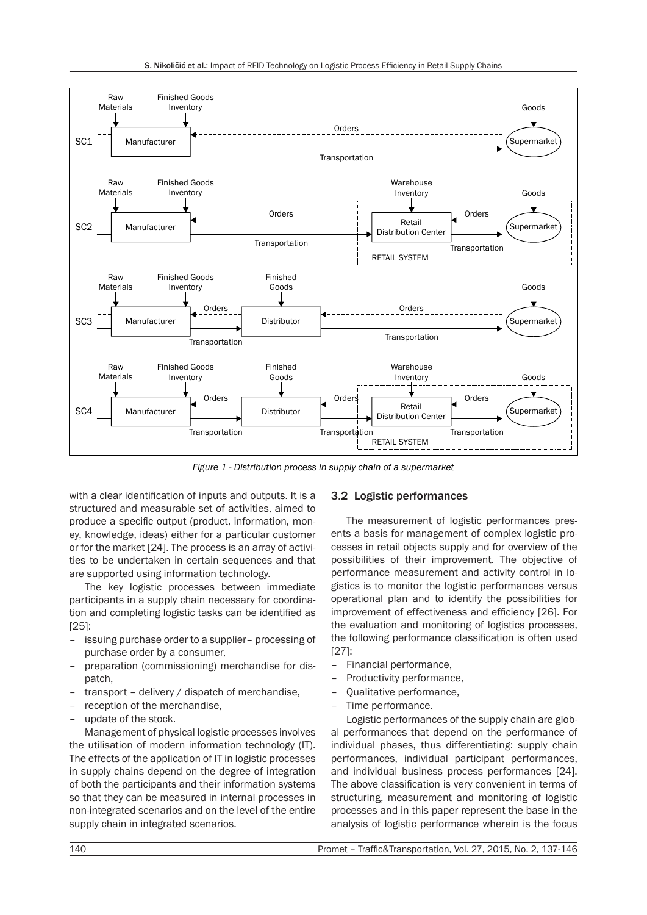Raw Materials
Finished Goods Inventory
Goods
Orders
SC1
Manufacturer
Supermarket
Transportation

Raw Materials
Finished Goods Inventory
Warehouse Inventory
Goods
Orders
Orders
SC2
Manufacturer
Retail Distribution Center
Supermarket
Transportation
Transportation
RETAIL SYSTEM

Raw Materials
Finished Goods Inventory
Finished Goods
Goods
Orders
Orders
SC3
Manufacturer
Distributor
Supermarket
Transportation
Transportation

Raw Materials
Finished Goods Inventory
Finished Goods
Warehouse Inventory
Goods
Orders
Orders
Orders
SC4
Manufacturer
Distributor
Retail Distribution Center
Supermarket
Transportation
Transportation
Transportation
RETAIL SYSTEM

*Figure 1 - Distribution process in supply chain of a supermarket*

with a clear identification of inputs and outputs. It is a structured and measurable set of activities, aimed to produce a specific output (product, information, money, knowledge, ideas) either for a particular customer or for the market [24]. The process is an array of activities to be undertaken in certain sequences and that are supported using information technology.

The key logistic processes between immediate participants in a supply chain necessary for coordination and completing logistic tasks can be identified as [25]:

- issuing purchase order to a supplier– processing of purchase order by a consumer,
- preparation (commissioning) merchandise for dispatch,
- transport – delivery / dispatch of merchandise,
- reception of the merchandise,
- update of the stock.

Management of physical logistic processes involves the utilisation of modern information technology (IT). The effects of the application of IT in logistic processes in supply chains depend on the degree of integration of both the participants and their information systems so that they can be measured in internal processes in non-integrated scenarios and on the level of the entire supply chain in integrated scenarios.

### 3.2 Logistic performances

The measurement of logistic performances presents a basis for management of complex logistic processes in retail objects supply and for overview of the possibilities of their improvement. The objective of performance measurement and activity control in logistics is to monitor the logistic performances versus operational plan and to identify the possibilities for improvement of effectiveness and efficiency [26]. For the evaluation and monitoring of logistics processes, the following performance classification is often used [27]:

- Financial performance,
- Productivity performance,
- Qualitative performance,
- Time performance.

Logistic performances of the supply chain are global performances that depend on the performance of individual phases, thus differentiating: supply chain performances, individual participant performances, and individual business process performances [24]. The above classification is very convenient in terms of structuring, measurement and monitoring of logistic processes and in this paper represent the base in the analysis of logistic performance wherein is the focus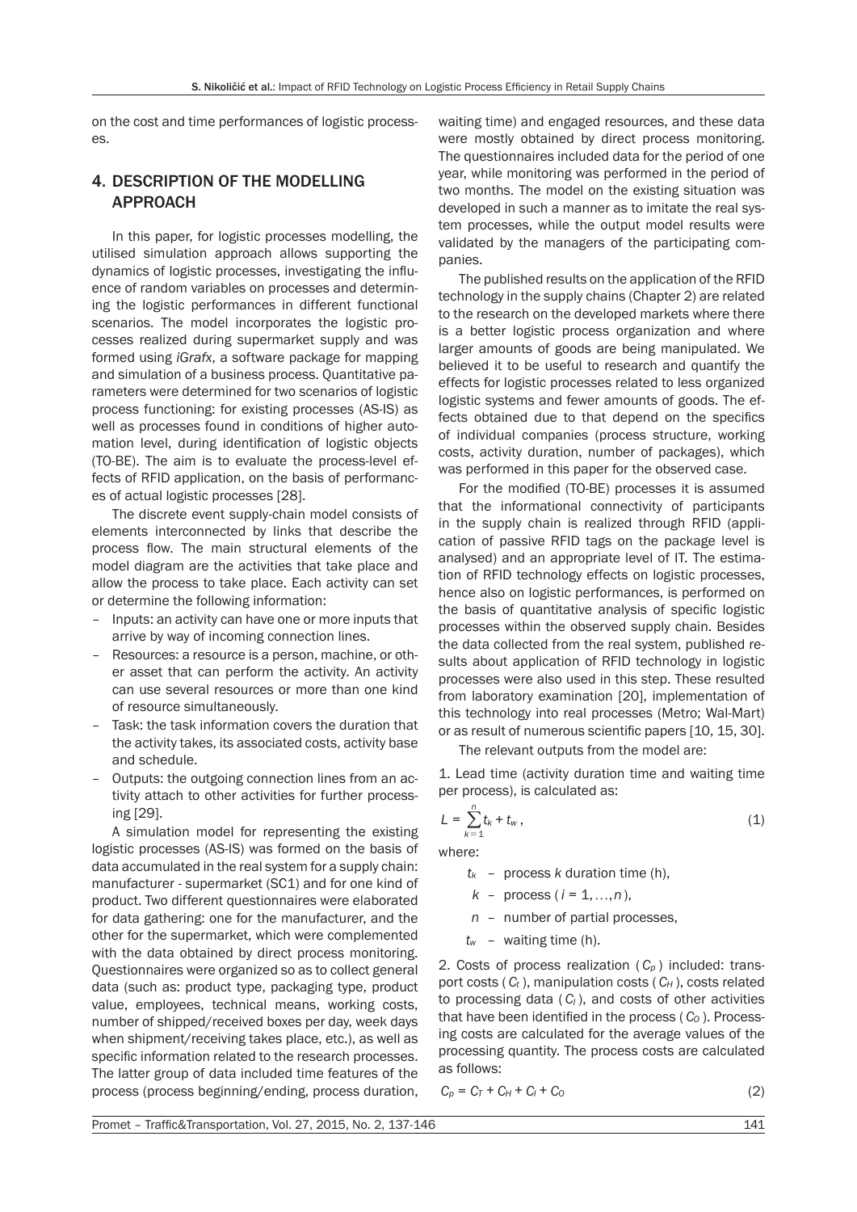on the cost and time performances of logistic processes.

## 4. DESCRIPTION OF THE MODELLING APPROACH

In this paper, for logistic processes modelling, the utilised simulation approach allows supporting the dynamics of logistic processes, investigating the influence of random variables on processes and determining the logistic performances in different functional scenarios. The model incorporates the logistic processes realized during supermarket supply and was formed using *iGrafx*, a software package for mapping and simulation of a business process. Quantitative parameters were determined for two scenarios of logistic process functioning: for existing processes (AS-IS) as well as processes found in conditions of higher automation level, during identification of logistic objects (TO-BE). The aim is to evaluate the process-level effects of RFID application, on the basis of performances of actual logistic processes [28].

The discrete event supply-chain model consists of elements interconnected by links that describe the process flow. The main structural elements of the model diagram are the activities that take place and allow the process to take place. Each activity can set or determine the following information:

- Inputs: an activity can have one or more inputs that arrive by way of incoming connection lines.
- Resources: a resource is a person, machine, or other asset that can perform the activity. An activity can use several resources or more than one kind of resource simultaneously.
- Task: the task information covers the duration that the activity takes, its associated costs, activity base and schedule.
- Outputs: the outgoing connection lines from an activity attach to other activities for further processing [29].

A simulation model for representing the existing logistic processes (AS-IS) was formed on the basis of data accumulated in the real system for a supply chain: manufacturer - supermarket (SC1) and for one kind of product. Two different questionnaires were elaborated for data gathering: one for the manufacturer, and the other for the supermarket, which were complemented with the data obtained by direct process monitoring. Questionnaires were organized so as to collect general data (such as: product type, packaging type, product value, employees, technical means, working costs, number of shipped/received boxes per day, week days when shipment/receiving takes place, etc.), as well as specific information related to the research processes. The latter group of data included time features of the process (process beginning/ending, process duration, waiting time) and engaged resources, and these data were mostly obtained by direct process monitoring. The questionnaires included data for the period of one year, while monitoring was performed in the period of two months. The model on the existing situation was developed in such a manner as to imitate the real system processes, while the output model results were validated by the managers of the participating companies.

The published results on the application of the RFID technology in the supply chains (Chapter 2) are related to the research on the developed markets where there is a better logistic process organization and where larger amounts of goods are being manipulated. We believed it to be useful to research and quantify the effects for logistic processes related to less organized logistic systems and fewer amounts of goods. The effects obtained due to that depend on the specifics of individual companies (process structure, working costs, activity duration, number of packages), which was performed in this paper for the observed case.

For the modified (TO-BE) processes it is assumed that the informational connectivity of participants in the supply chain is realized through RFID (application of passive RFID tags on the package level is analysed) and an appropriate level of IT. The estimation of RFID technology effects on logistic processes, hence also on logistic performances, is performed on the basis of quantitative analysis of specific logistic processes within the observed supply chain. Besides the data collected from the real system, published results about application of RFID technology in logistic processes were also used in this step. These resulted from laboratory examination [20], implementation of this technology into real processes (Metro; Wal-Mart) or as result of numerous scientific papers [10, 15, 30].

The relevant outputs from the model are:

1. Lead time (activity duration time and waiting time per process), is calculated as:

$$L = \sum_{k=1}^{n} t_k + t_w\,, \tag{1}$$

where:

$t_k$ – process $k$ duration time (h),

$k$ – process ($i = 1, \ldots, n$),

$n$ – number of partial processes,

$t_w$ – waiting time (h).

2. Costs of process realization ($C_p$) included: transport costs ($C_t$), manipulation costs ($C_H$), costs related to processing data ($C_I$), and costs of other activities that have been identified in the process ($C_O$). Processing costs are calculated for the average values of the processing quantity. The process costs are calculated as follows:

$$C_p = C_T + C_H + C_I + C_O \tag{2}$$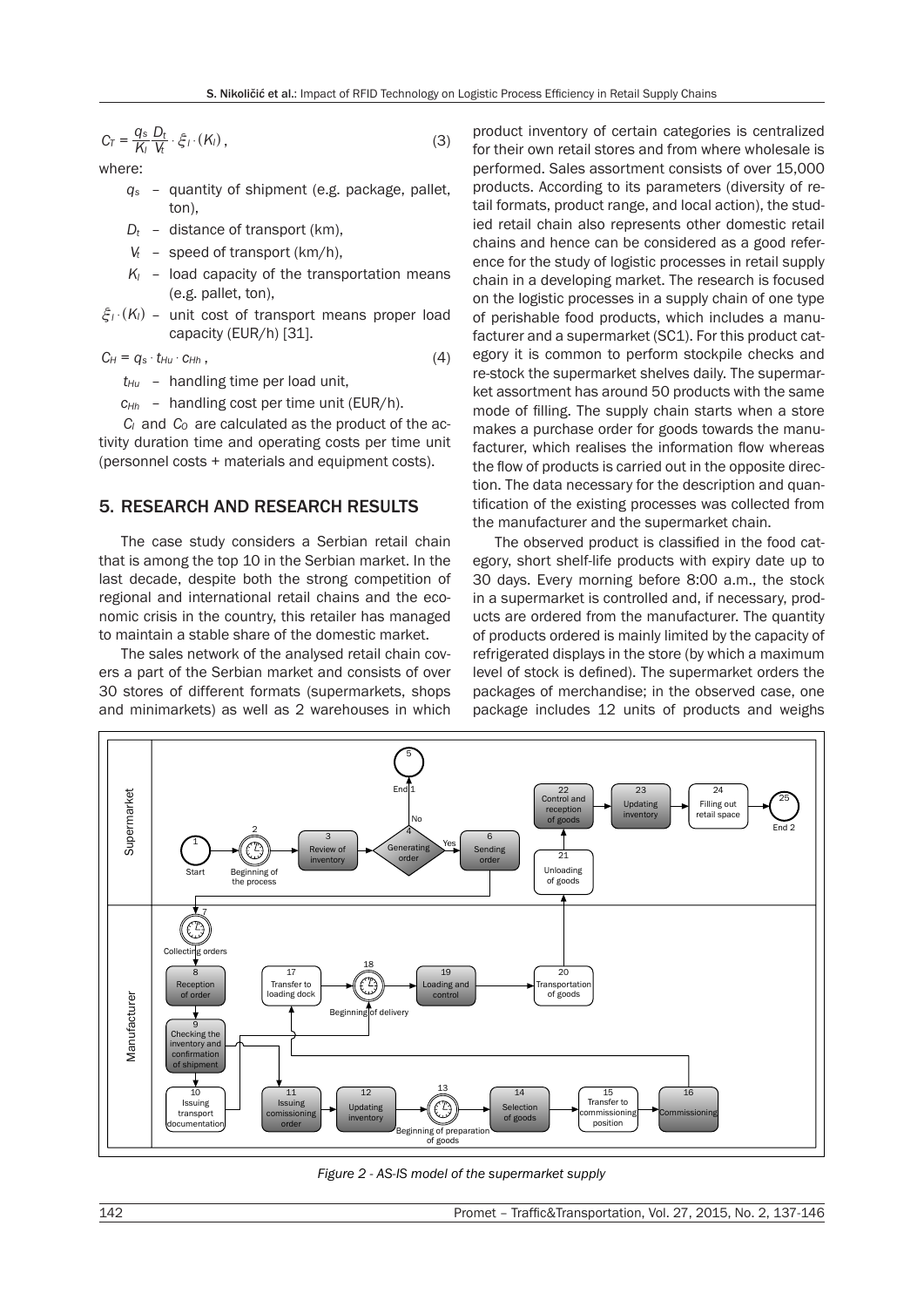$$C_T = \frac{q_s}{K_l} \frac{D_t}{V_t} \cdot \xi_l \cdot (K_l), \tag{3}$$

where:

- $q_s$ – quantity of shipment (e.g. package, pallet, ton),
- $D_t$ – distance of transport (km),
- $V_t$ – speed of transport (km/h),
- $K_l$ – load capacity of the transportation means (e.g. pallet, ton),
- $\xi_l \cdot (K_l)$ – unit cost of transport means proper load capacity (EUR/h) [31].

$$C_H = q_s \cdot t_{Hu} \cdot c_{Hh}, \tag{4}$$

- $t_{Hu}$ – handling time per load unit,
- $c_{Hh}$ – handling cost per time unit (EUR/h).

$C_I$ and $C_O$ are calculated as the product of the activity duration time and operating costs per time unit (personnel costs + materials and equipment costs).

## 5. RESEARCH AND RESEARCH RESULTS

The case study considers a Serbian retail chain that is among the top 10 in the Serbian market. In the last decade, despite both the strong competition of regional and international retail chains and the economic crisis in the country, this retailer has managed to maintain a stable share of the domestic market.

The sales network of the analysed retail chain covers a part of the Serbian market and consists of over 30 stores of different formats (supermarkets, shops and minimarkets) as well as 2 warehouses in which product inventory of certain categories is centralized for their own retail stores and from where wholesale is performed. Sales assortment consists of over 15,000 products. According to its parameters (diversity of retail formats, product range, and local action), the studied retail chain also represents other domestic retail chains and hence can be considered as a good reference for the study of logistic processes in retail supply chain in a developing market. The research is focused on the logistic processes in a supply chain of one type of perishable food products, which includes a manufacturer and a supermarket (SC1). For this product category it is common to perform stockpile checks and re-stock the supermarket shelves daily. The supermarket assortment has around 50 products with the same mode of filling. The supply chain starts when a store makes a purchase order for goods towards the manufacturer, which realises the information flow whereas the flow of products is carried out in the opposite direction. The data necessary for the description and quantification of the existing processes was collected from the manufacturer and the supermarket chain.

The observed product is classified in the food category, short shelf-life products with expiry date up to 30 days. Every morning before 8:00 a.m., the stock in a supermarket is controlled and, if necessary, products are ordered from the manufacturer. The quantity of products ordered is mainly limited by the capacity of refrigerated displays in the store (by which a maximum level of stock is defined). The supermarket orders the packages of merchandise; in the observed case, one package includes 12 units of products and weighs

Supermarket

1 Start
2 Beginning of the process
3 Review of inventory
4 Generating order
No
Yes
5 End 1
6 Sending order
21 Unloading of goods
22 Control and reception of goods
23 Updating inventory
24 Filling out retail space
25 End 2

Manufacturer

7 Collecting orders
8 Reception of order
9 Checking the inventory and confirmation of shipment
10 Issuing transport documentation
11 Issuing comissioning order
12 Updating inventory
13 Beginning of preparation of goods
14 Selection of goods
15 Transfer to commissioning position
16 Commissioning
17 Transfer to loading dock
18 Beginning of delivery
19 Loading and control
20 Transportation of goods

*Figure 2 - AS-IS model of the supermarket supply*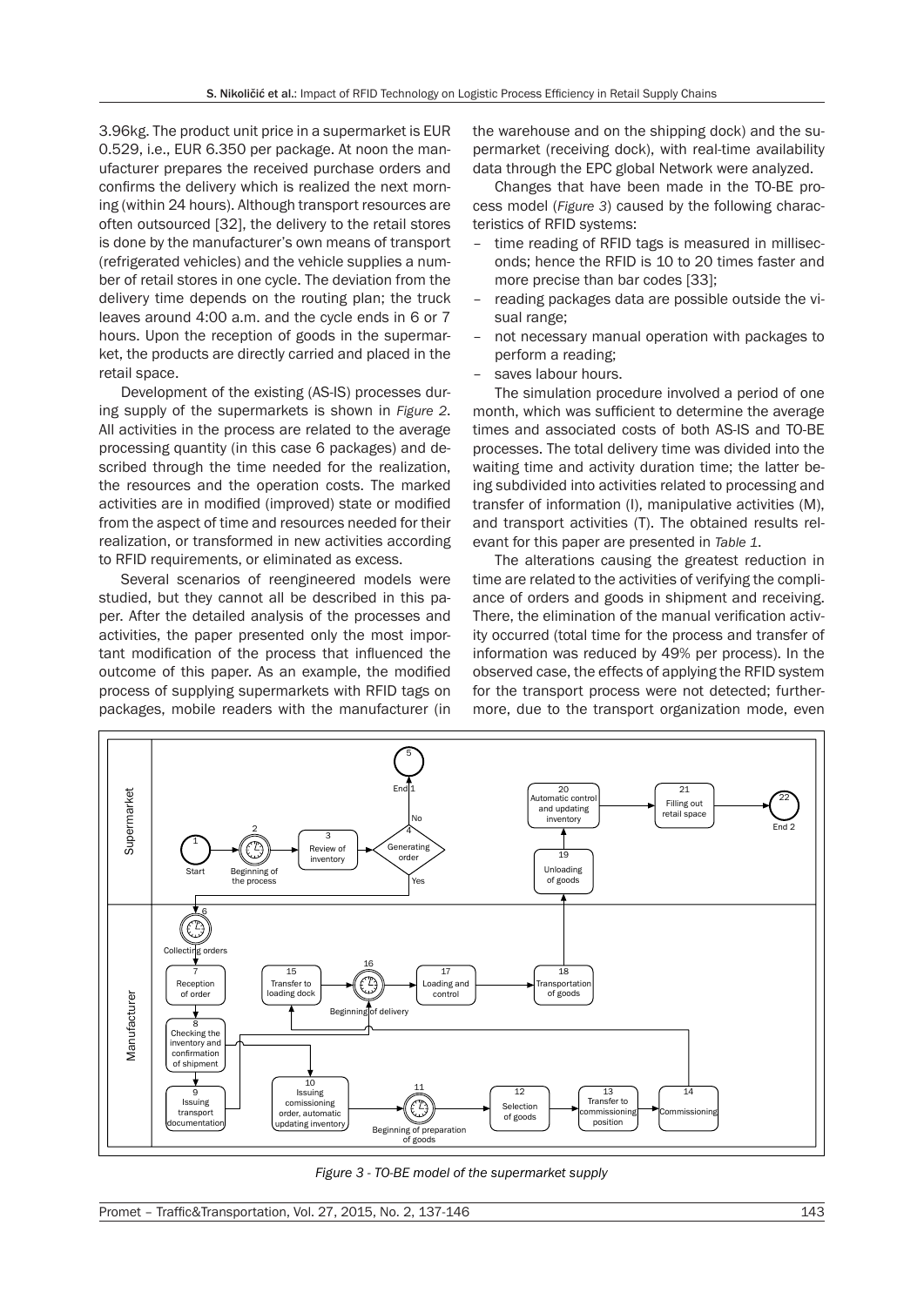3.96kg. The product unit price in a supermarket is EUR 0.529, i.e., EUR 6.350 per package. At noon the manufacturer prepares the received purchase orders and confirms the delivery which is realized the next morning (within 24 hours). Although transport resources are often outsourced [32], the delivery to the retail stores is done by the manufacturer's own means of transport (refrigerated vehicles) and the vehicle supplies a number of retail stores in one cycle. The deviation from the delivery time depends on the routing plan; the truck leaves around 4:00 a.m. and the cycle ends in 6 or 7 hours. Upon the reception of goods in the supermarket, the products are directly carried and placed in the retail space.

Development of the existing (AS-IS) processes during supply of the supermarkets is shown in *Figure 2*. All activities in the process are related to the average processing quantity (in this case 6 packages) and described through the time needed for the realization, the resources and the operation costs. The marked activities are in modified (improved) state or modified from the aspect of time and resources needed for their realization, or transformed in new activities according to RFID requirements, or eliminated as excess.

Several scenarios of reengineered models were studied, but they cannot all be described in this paper. After the detailed analysis of the processes and activities, the paper presented only the most important modification of the process that influenced the outcome of this paper. As an example, the modified process of supplying supermarkets with RFID tags on packages, mobile readers with the manufacturer (in the warehouse and on the shipping dock) and the supermarket (receiving dock), with real-time availability data through the EPC global Network were analyzed.

Changes that have been made in the TO-BE process model (*Figure 3*) caused by the following characteristics of RFID systems:

- time reading of RFID tags is measured in milliseconds; hence the RFID is 10 to 20 times faster and more precise than bar codes [33];
- reading packages data are possible outside the visual range;
- not necessary manual operation with packages to perform a reading;
- saves labour hours.

The simulation procedure involved a period of one month, which was sufficient to determine the average times and associated costs of both AS-IS and TO-BE processes. The total delivery time was divided into the waiting time and activity duration time; the latter being subdivided into activities related to processing and transfer of information (I), manipulative activities (M), and transport activities (T). The obtained results relevant for this paper are presented in *Table 1*.

The alterations causing the greatest reduction in time are related to the activities of verifying the compliance of orders and goods in shipment and receiving. There, the elimination of the manual verification activity occurred (total time for the process and transfer of information was reduced by 49% per process). In the observed case, the effects of applying the RFID system for the transport process were not detected; furthermore, due to the transport organization mode, even

Supermarket
Manufacturer
1 Start
2 Beginning of the process
3 Review of inventory
4 Generating order
No
Yes
5 End 1
6 Collecting orders
7 Reception of order
8 Checking the inventory and confirmation of shipment
9 Issuing transport documentation
10 Issuing comissioning order, automatic updating inventory
11 Beginning of preparation of goods
12 Selection of goods
13 Transfer to commissioning position
14 Commissioning
15 Transfer to loading dock
16 Beginning of delivery
17 Loading and control
18 Transportation of goods
19 Unloading of goods
20 Automatic control and updating inventory
21 Filling out retail space
22 End 2

*Figure 3 - TO-BE model of the supermarket supply*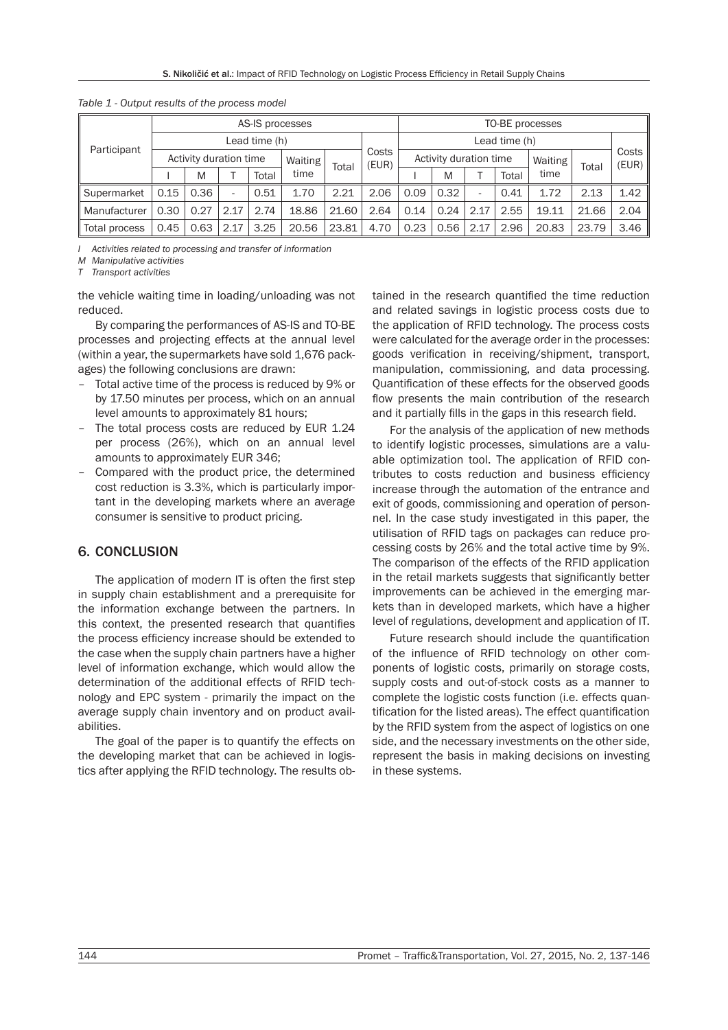*Table 1 - Output results of the process model*

| Participant | AS-IS processes | | | | | | | TO-BE processes | | | | | | |
|---|---|---|---|---|---|---|---|---|---|---|---|---|---|---|
| | Lead time (h) | | | | | | Costs (EUR) | Lead time (h) | | | | | | Costs (EUR) |
| | Activity duration time | | | | Waiting time | Total | | Activity duration time | | | | Waiting time | Total | |
| | I | M | T | Total | | | | I | M | T | Total | | | |
| Supermarket | 0.15 | 0.36 | - | 0.51 | 1.70 | 2.21 | 2.06 | 0.09 | 0.32 | - | 0.41 | 1.72 | 2.13 | 1.42 |
| Manufacturer | 0.30 | 0.27 | 2.17 | 2.74 | 18.86 | 21.60 | 2.64 | 0.14 | 0.24 | 2.17 | 2.55 | 19.11 | 21.66 | 2.04 |
| Total process | 0.45 | 0.63 | 2.17 | 3.25 | 20.56 | 23.81 | 4.70 | 0.23 | 0.56 | 2.17 | 2.96 | 20.83 | 23.79 | 3.46 |

*I Activities related to processing and transfer of information*
*M Manipulative activities*
*T Transport activities*

the vehicle waiting time in loading/unloading was not reduced.

By comparing the performances of AS-IS and TO-BE processes and projecting effects at the annual level (within a year, the supermarkets have sold 1,676 packages) the following conclusions are drawn:

- Total active time of the process is reduced by 9% or by 17.50 minutes per process, which on an annual level amounts to approximately 81 hours;
- The total process costs are reduced by EUR 1.24 per process (26%), which on an annual level amounts to approximately EUR 346;
- Compared with the product price, the determined cost reduction is 3.3%, which is particularly important in the developing markets where an average consumer is sensitive to product pricing.

## 6. CONCLUSION

The application of modern IT is often the first step in supply chain establishment and a prerequisite for the information exchange between the partners. In this context, the presented research that quantifies the process efficiency increase should be extended to the case when the supply chain partners have a higher level of information exchange, which would allow the determination of the additional effects of RFID technology and EPC system - primarily the impact on the average supply chain inventory and on product availabilities.

The goal of the paper is to quantify the effects on the developing market that can be achieved in logistics after applying the RFID technology. The results obtained in the research quantified the time reduction and related savings in logistic process costs due to the application of RFID technology. The process costs were calculated for the average order in the processes: goods verification in receiving/shipment, transport, manipulation, commissioning, and data processing. Quantification of these effects for the observed goods flow presents the main contribution of the research and it partially fills in the gaps in this research field.

For the analysis of the application of new methods to identify logistic processes, simulations are a valuable optimization tool. The application of RFID contributes to costs reduction and business efficiency increase through the automation of the entrance and exit of goods, commissioning and operation of personnel. In the case study investigated in this paper, the utilisation of RFID tags on packages can reduce processing costs by 26% and the total active time by 9%. The comparison of the effects of the RFID application in the retail markets suggests that significantly better improvements can be achieved in the emerging markets than in developed markets, which have a higher level of regulations, development and application of IT.

Future research should include the quantification of the influence of RFID technology on other components of logistic costs, primarily on storage costs, supply costs and out-of-stock costs as a manner to complete the logistic costs function (i.e. effects quantification for the listed areas). The effect quantification by the RFID system from the aspect of logistics on one side, and the necessary investments on the other side, represent the basis in making decisions on investing in these systems.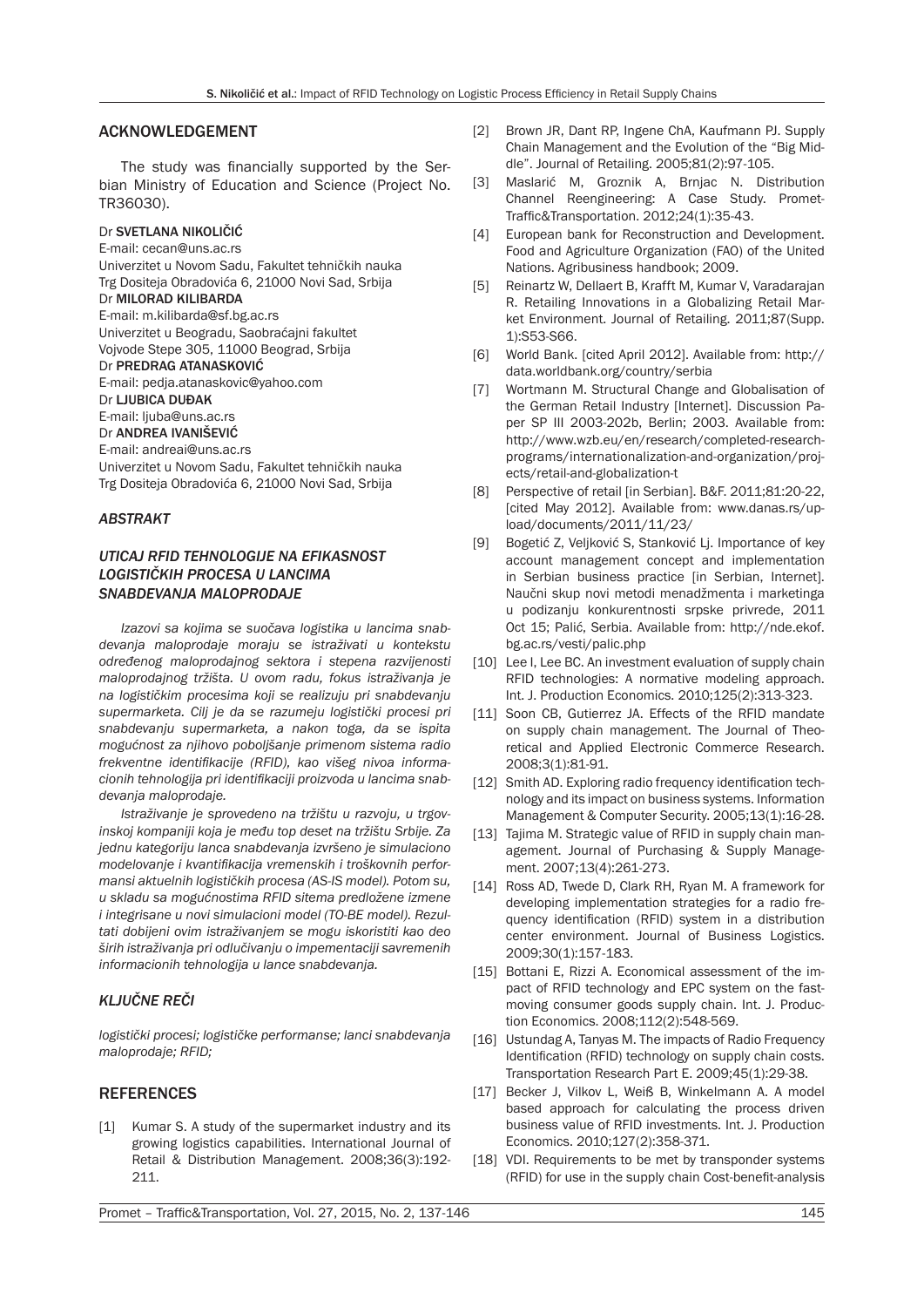## ACKNOWLEDGEMENT

The study was financially supported by the Serbian Ministry of Education and Science (Project No. TR36030).

Dr **SVETLANA NIKOLIČIĆ**
E-mail: cecan@uns.ac.rs
Univerzitet u Novom Sadu, Fakultet tehničkih nauka
Trg Dositeja Obradovića 6, 21000 Novi Sad, Srbija
Dr **MILORAD KILIBARDA**
E-mail: m.kilibarda@sf.bg.ac.rs
Univerzitet u Beogradu, Saobraćajni fakultet
Vojvode Stepe 305, 11000 Beograd, Srbija
Dr **PREDRAG ATANASKOVIĆ**
E-mail: pedja.atanaskovic@yahoo.com
Dr **LJUBICA DUĐAK**
E-mail: ljuba@uns.ac.rs
Dr **ANDREA IVANIŠEVIĆ**
E-mail: andreai@uns.ac.rs
Univerzitet u Novom Sadu, Fakultet tehničkih nauka
Trg Dositeja Obradovića 6, 21000 Novi Sad, Srbija

### *ABSTRAKT*

### *UTICAJ RFID TEHNOLOGIJE NA EFIKASNOST LOGISTIČKIH PROCESA U LANCIMA SNABDEVANJA MALOPRODAJE*

*Izazovi sa kojima se suočava logistika u lancima snabdevanja maloprodaje moraju se istraživati u kontekstu određenog maloprodajnog sektora i stepena razvijenosti maloprodajnog tržišta. U ovom radu, fokus istraživanja je na logističkim procesima koji se realizuju pri snabdevanju supermarketa. Cilj je da se razumeju logistički procesi pri snabdevanju supermarketa, a nakon toga, da se ispita mogućnost za njihovo poboljšanje primenom sistema radio frekventne identifikacije (RFID), kao višeg nivoa informacionih tehnologija pri identifikaciji proizvoda u lancima snabdevanja maloprodaje.*

*Istraživanje je sprovedeno na tržištu u razvoju, u trgovinskoj kompaniji koja je među top deset na tržištu Srbije. Za jednu kategoriju lanca snabdevanja izvršeno je simulaciono modelovanje i kvantifikacija vremenskih i troškovnih performansi aktuelnih logističkih procesa (AS-IS model). Potom su, u skladu sa mogućnostima RFID sitema predložene izmene i integrisane u novi simulacioni model (TO-BE model). Rezultati dobijeni ovim istraživanjem se mogu iskoristiti kao deo širih istraživanja pri odlučivanju o impementaciji savremenih informacionih tehnologija u lance snabdevanja.*

### *KLJUČNE REČI*

*logistički procesi; logističke performanse; lanci snabdevanja maloprodaje; RFID;*

## REFERENCES

[1] Kumar S. A study of the supermarket industry and its growing logistics capabilities. International Journal of Retail & Distribution Management. 2008;36(3):192-211.

[2] Brown JR, Dant RP, Ingene ChA, Kaufmann PJ. Supply Chain Management and the Evolution of the "Big Middle". Journal of Retailing. 2005;81(2):97-105.

[3] Maslarić M, Groznik A, Brnjac N. Distribution Channel Reengineering: A Case Study. Promet-Traffic&Transportation. 2012;24(1):35-43.

[4] European bank for Reconstruction and Development. Food and Agriculture Organization (FAO) of the United Nations. Agribusiness handbook; 2009.

[5] Reinartz W, Dellaert B, Krafft M, Kumar V, Varadarajan R. Retailing Innovations in a Globalizing Retail Market Environment. Journal of Retailing. 2011;87(Supp. 1):S53-S66.

[6] World Bank. [cited April 2012]. Available from: http://data.worldbank.org/country/serbia

[7] Wortmann M. Structural Change and Globalisation of the German Retail Industry [Internet]. Discussion Paper SP III 2003-202b, Berlin; 2003. Available from: http://www.wzb.eu/en/research/completed-research-programs/internationalization-and-organization/projects/retail-and-globalization-t

[8] Perspective of retail [in Serbian]. B&F. 2011;81:20-22, [cited May 2012]. Available from: www.danas.rs/upload/documents/2011/11/23/

[9] Bogetić Z, Veljković S, Stanković Lj. Importance of key account management concept and implementation in Serbian business practice [in Serbian, Internet]. Naučni skup novi metodi menadžmenta i marketinga u podizanju konkurentnosti srpske privrede, 2011 Oct 15; Palić, Serbia. Available from: http://nde.ekof.bg.ac.rs/vesti/palic.php

[10] Lee I, Lee BC. An investment evaluation of supply chain RFID technologies: A normative modeling approach. Int. J. Production Economics. 2010;125(2):313-323.

[11] Soon CB, Gutierrez JA. Effects of the RFID mandate on supply chain management. The Journal of Theoretical and Applied Electronic Commerce Research. 2008;3(1):81-91.

[12] Smith AD. Exploring radio frequency identification technology and its impact on business systems. Information Management & Computer Security. 2005;13(1):16-28.

[13] Tajima M. Strategic value of RFID in supply chain management. Journal of Purchasing & Supply Management. 2007;13(4):261-273.

[14] Ross AD, Twede D, Clark RH, Ryan M. A framework for developing implementation strategies for a radio frequency identification (RFID) system in a distribution center environment. Journal of Business Logistics. 2009;30(1):157-183.

[15] Bottani E, Rizzi A. Economical assessment of the impact of RFID technology and EPC system on the fast-moving consumer goods supply chain. Int. J. Production Economics. 2008;112(2):548-569.

[16] Ustundag A, Tanyas M. The impacts of Radio Frequency Identification (RFID) technology on supply chain costs. Transportation Research Part E. 2009;45(1):29-38.

[17] Becker J, Vilkov L, Weiß B, Winkelmann A. A model based approach for calculating the process driven business value of RFID investments. Int. J. Production Economics. 2010;127(2):358-371.

[18] VDI. Requirements to be met by transponder systems (RFID) for use in the supply chain Cost-benefit-analysis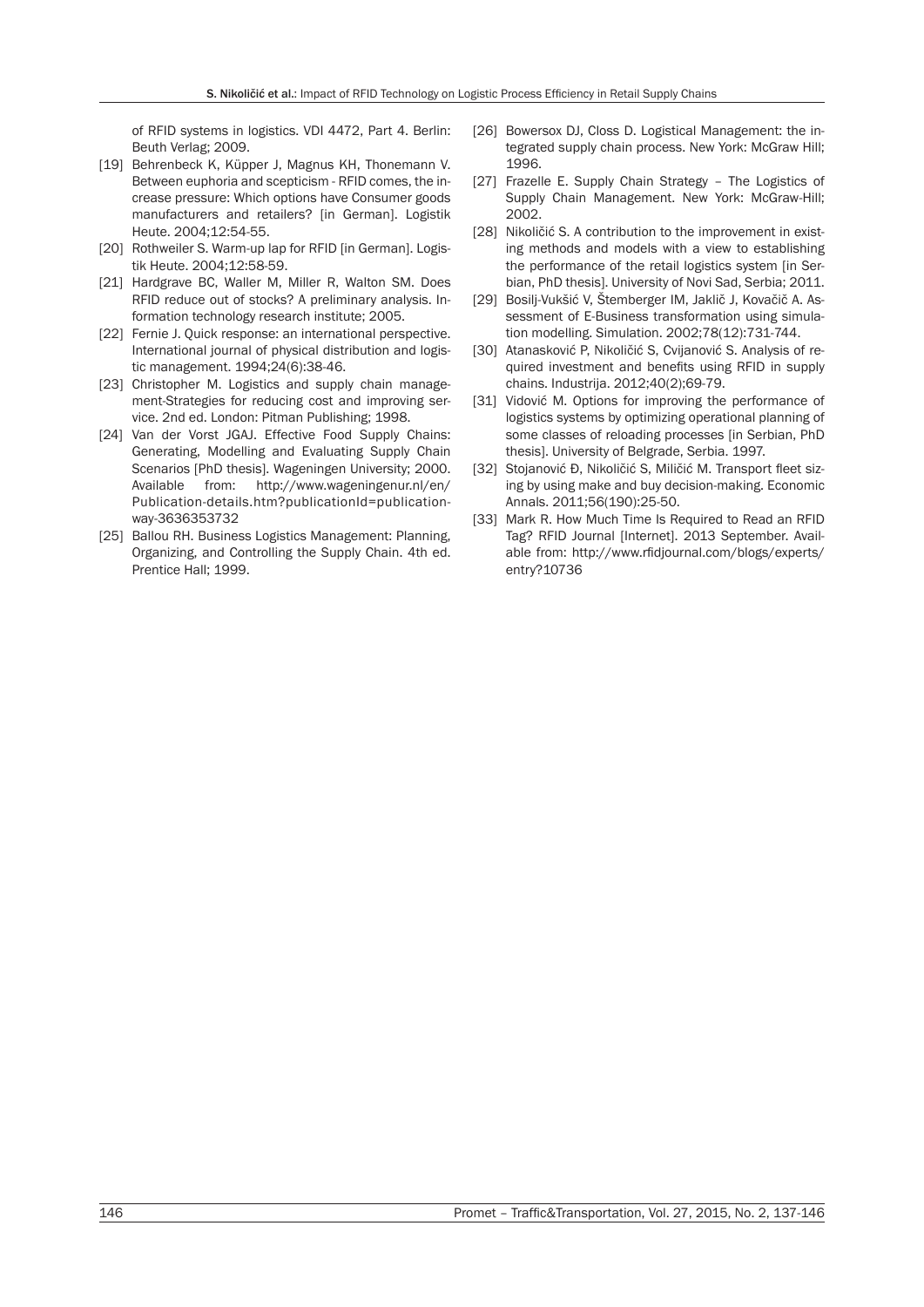of RFID systems in logistics. VDI 4472, Part 4. Berlin: Beuth Verlag; 2009.

[19] Behrenbeck K, Küpper J, Magnus KH, Thonemann V. Between euphoria and scepticism - RFID comes, the increase pressure: Which options have Consumer goods manufacturers and retailers? [in German]. Logistik Heute. 2004;12:54-55.

[20] Rothweiler S. Warm-up lap for RFID [in German]. Logistik Heute. 2004;12:58-59.

[21] Hardgrave BC, Waller M, Miller R, Walton SM. Does RFID reduce out of stocks? A preliminary analysis. Information technology research institute; 2005.

[22] Fernie J. Quick response: an international perspective. International journal of physical distribution and logistic management. 1994;24(6):38-46.

[23] Christopher M. Logistics and supply chain management-Strategies for reducing cost and improving service. 2nd ed. London: Pitman Publishing; 1998.

[24] Van der Vorst JGAJ. Effective Food Supply Chains: Generating, Modelling and Evaluating Supply Chain Scenarios [PhD thesis]. Wageningen University; 2000. Available from: http://www.wageningenur.nl/en/Publication-details.htm?publicationId=publication-way-3636353732

[25] Ballou RH. Business Logistics Management: Planning, Organizing, and Controlling the Supply Chain. 4th ed. Prentice Hall; 1999.

[26] Bowersox DJ, Closs D. Logistical Management: the integrated supply chain process. New York: McGraw Hill; 1996.

[27] Frazelle E. Supply Chain Strategy – The Logistics of Supply Chain Management. New York: McGraw-Hill; 2002.

[28] Nikoličić S. A contribution to the improvement in existing methods and models with a view to establishing the performance of the retail logistics system [in Serbian, PhD thesis]. University of Novi Sad, Serbia; 2011.

[29] Bosilj-Vukšić V, Štemberger IM, Jaklič J, Kovačič A. Assessment of E-Business transformation using simulation modelling. Simulation. 2002;78(12):731-744.

[30] Atanasković P, Nikoličić S, Cvijanović S. Analysis of required investment and benefits using RFID in supply chains. Industrija. 2012;40(2);69-79.

[31] Vidović M. Options for improving the performance of logistics systems by optimizing operational planning of some classes of reloading processes [in Serbian, PhD thesis]. University of Belgrade, Serbia. 1997.

[32] Stojanović Đ, Nikoličić S, Miličić M. Transport fleet sizing by using make and buy decision-making. Economic Annals. 2011;56(190):25-50.

[33] Mark R. How Much Time Is Required to Read an RFID Tag? RFID Journal [Internet]. 2013 September. Available from: http://www.rfidjournal.com/blogs/experts/entry?10736